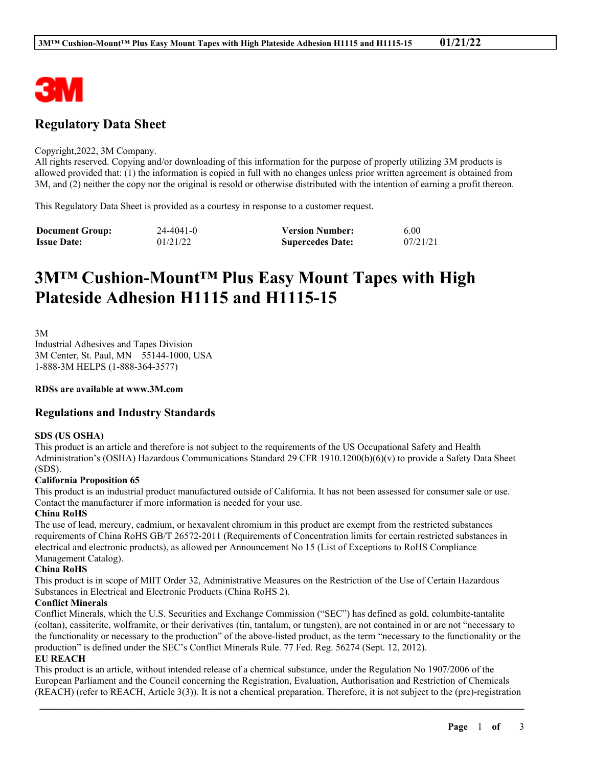## Regulatory Data Sheet

Copyright,2022, 3M Company.
All rights reserved. Copying and/or downloading of this information for the purpose of properly utilizing 3M products is allowed provided that: (1) the information is copied in full with no changes unless prior written agreement is obtained from 3M, and (2) neither the copy nor the original is resold or otherwise distributed with the intention of earning a profit thereon.

This Regulatory Data Sheet is provided as a courtesy in response to a customer request.

| | | | |
|---|---|---|---|
| **Document Group:** | 24-4041-0 | **Version Number:** | 6.00 |
| **Issue Date:** | 01/21/22 | **Supercedes Date:** | 07/21/21 |

# 3M™ Cushion-Mount™ Plus Easy Mount Tapes with High Plateside Adhesion H1115 and H1115-15

3M
Industrial Adhesives and Tapes Division
3M Center, St. Paul, MN 55144-1000, USA
1-888-3M HELPS (1-888-364-3577)

**RDSs are available at www.3M.com**

## Regulations and Industry Standards

**SDS (US OSHA)**
This product is an article and therefore is not subject to the requirements of the US Occupational Safety and Health Administration's (OSHA) Hazardous Communications Standard 29 CFR 1910.1200(b)(6)(v) to provide a Safety Data Sheet (SDS).

**California Proposition 65**
This product is an industrial product manufactured outside of California. It has not been assessed for consumer sale or use. Contact the manufacturer if more information is needed for your use.

**China RoHS**
The use of lead, mercury, cadmium, or hexavalent chromium in this product are exempt from the restricted substances requirements of China RoHS GB/T 26572-2011 (Requirements of Concentration limits for certain restricted substances in electrical and electronic products), as allowed per Announcement No 15 (List of Exceptions to RoHS Compliance Management Catalog).

**China RoHS**
This product is in scope of MIIT Order 32, Administrative Measures on the Restriction of the Use of Certain Hazardous Substances in Electrical and Electronic Products (China RoHS 2).

**Conflict Minerals**
Conflict Minerals, which the U.S. Securities and Exchange Commission ("SEC") has defined as gold, columbite-tantalite (coltan), cassiterite, wolframite, or their derivatives (tin, tantalum, or tungsten), are not contained in or are not "necessary to the functionality or necessary to the production" of the above-listed product, as the term "necessary to the functionality or the production" is defined under the SEC's Conflict Minerals Rule. 77 Fed. Reg. 56274 (Sept. 12, 2012).

**EU REACH**
This product is an article, without intended release of a chemical substance, under the Regulation No 1907/2006 of the European Parliament and the Council concerning the Registration, Evaluation, Authorisation and Restriction of Chemicals (REACH) (refer to REACH, Article 3(3)). It is not a chemical preparation. Therefore, it is not subject to the (pre)-registration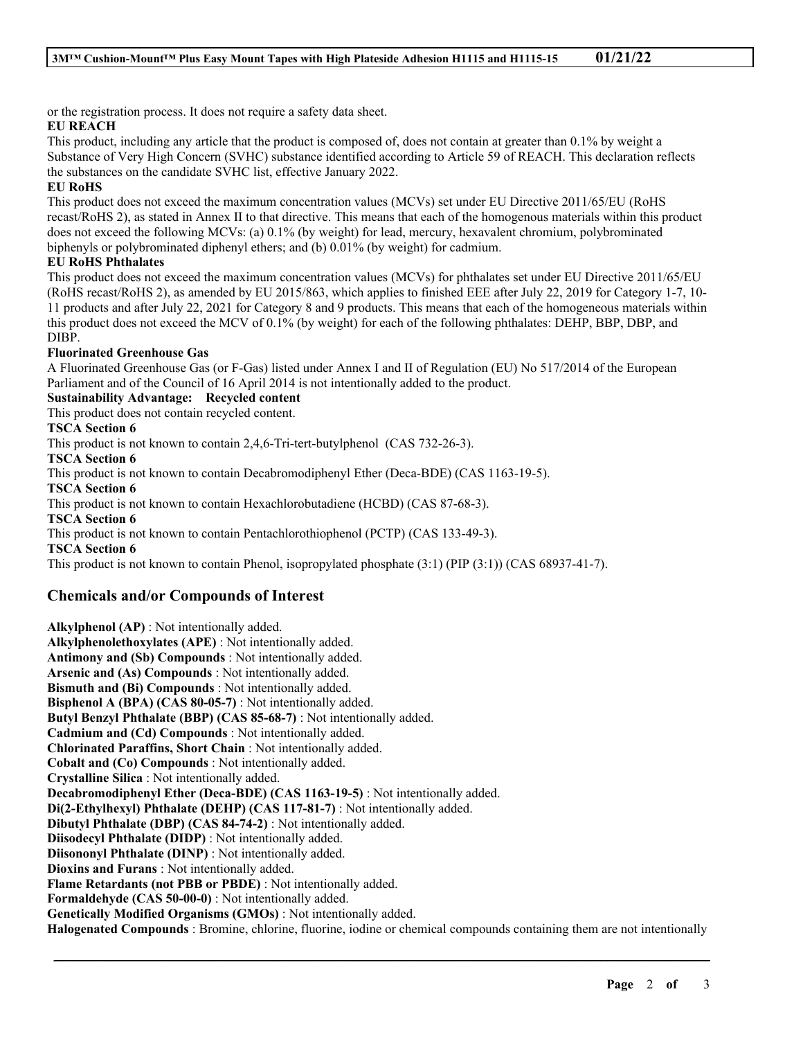or the registration process. It does not require a safety data sheet.

**EU REACH**

This product, including any article that the product is composed of, does not contain at greater than 0.1% by weight a Substance of Very High Concern (SVHC) substance identified according to Article 59 of REACH. This declaration reflects the substances on the candidate SVHC list, effective January 2022.

**EU RoHS**

This product does not exceed the maximum concentration values (MCVs) set under EU Directive 2011/65/EU (RoHS recast/RoHS 2), as stated in Annex II to that directive. This means that each of the homogenous materials within this product does not exceed the following MCVs: (a) 0.1% (by weight) for lead, mercury, hexavalent chromium, polybrominated biphenyls or polybrominated diphenyl ethers; and (b) 0.01% (by weight) for cadmium.

**EU RoHS Phthalates**

This product does not exceed the maximum concentration values (MCVs) for phthalates set under EU Directive 2011/65/EU (RoHS recast/RoHS 2), as amended by EU 2015/863, which applies to finished EEE after July 22, 2019 for Category 1-7, 10-11 products and after July 22, 2021 for Category 8 and 9 products. This means that each of the homogeneous materials within this product does not exceed the MCV of 0.1% (by weight) for each of the following phthalates: DEHP, BBP, DBP, and DIBP.

**Fluorinated Greenhouse Gas**

A Fluorinated Greenhouse Gas (or F-Gas) listed under Annex I and II of Regulation (EU) No 517/2014 of the European Parliament and of the Council of 16 April 2014 is not intentionally added to the product.

**Sustainability Advantage: Recycled content**

This product does not contain recycled content.

**TSCA Section 6**

This product is not known to contain 2,4,6-Tri-tert-butylphenol (CAS 732-26-3).

**TSCA Section 6**

This product is not known to contain Decabromodiphenyl Ether (Deca-BDE) (CAS 1163-19-5).

**TSCA Section 6**

This product is not known to contain Hexachlorobutadiene (HCBD) (CAS 87-68-3).

**TSCA Section 6**

This product is not known to contain Pentachlorothiophenol (PCTP) (CAS 133-49-3).

**TSCA Section 6**

This product is not known to contain Phenol, isopropylated phosphate (3:1) (PIP (3:1)) (CAS 68937-41-7).

## Chemicals and/or Compounds of Interest

**Alkylphenol (AP)** : Not intentionally added.
**Alkylphenolethoxylates (APE)** : Not intentionally added.
**Antimony and (Sb) Compounds** : Not intentionally added.
**Arsenic and (As) Compounds** : Not intentionally added.
**Bismuth and (Bi) Compounds** : Not intentionally added.
**Bisphenol A (BPA) (CAS 80-05-7)** : Not intentionally added.
**Butyl Benzyl Phthalate (BBP) (CAS 85-68-7)** : Not intentionally added.
**Cadmium and (Cd) Compounds** : Not intentionally added.
**Chlorinated Paraffins, Short Chain** : Not intentionally added.
**Cobalt and (Co) Compounds** : Not intentionally added.
**Crystalline Silica** : Not intentionally added.
**Decabromodiphenyl Ether (Deca-BDE) (CAS 1163-19-5)** : Not intentionally added.
**Di(2-Ethylhexyl) Phthalate (DEHP) (CAS 117-81-7)** : Not intentionally added.
**Dibutyl Phthalate (DBP) (CAS 84-74-2)** : Not intentionally added.
**Diisodecyl Phthalate (DIDP)** : Not intentionally added.
**Diisononyl Phthalate (DINP)** : Not intentionally added.
**Dioxins and Furans** : Not intentionally added.
**Flame Retardants (not PBB or PBDE)** : Not intentionally added.
**Formaldehyde (CAS 50-00-0)** : Not intentionally added.
**Genetically Modified Organisms (GMOs)** : Not intentionally added.
**Halogenated Compounds** : Bromine, chlorine, fluorine, iodine or chemical compounds containing them are not intentionally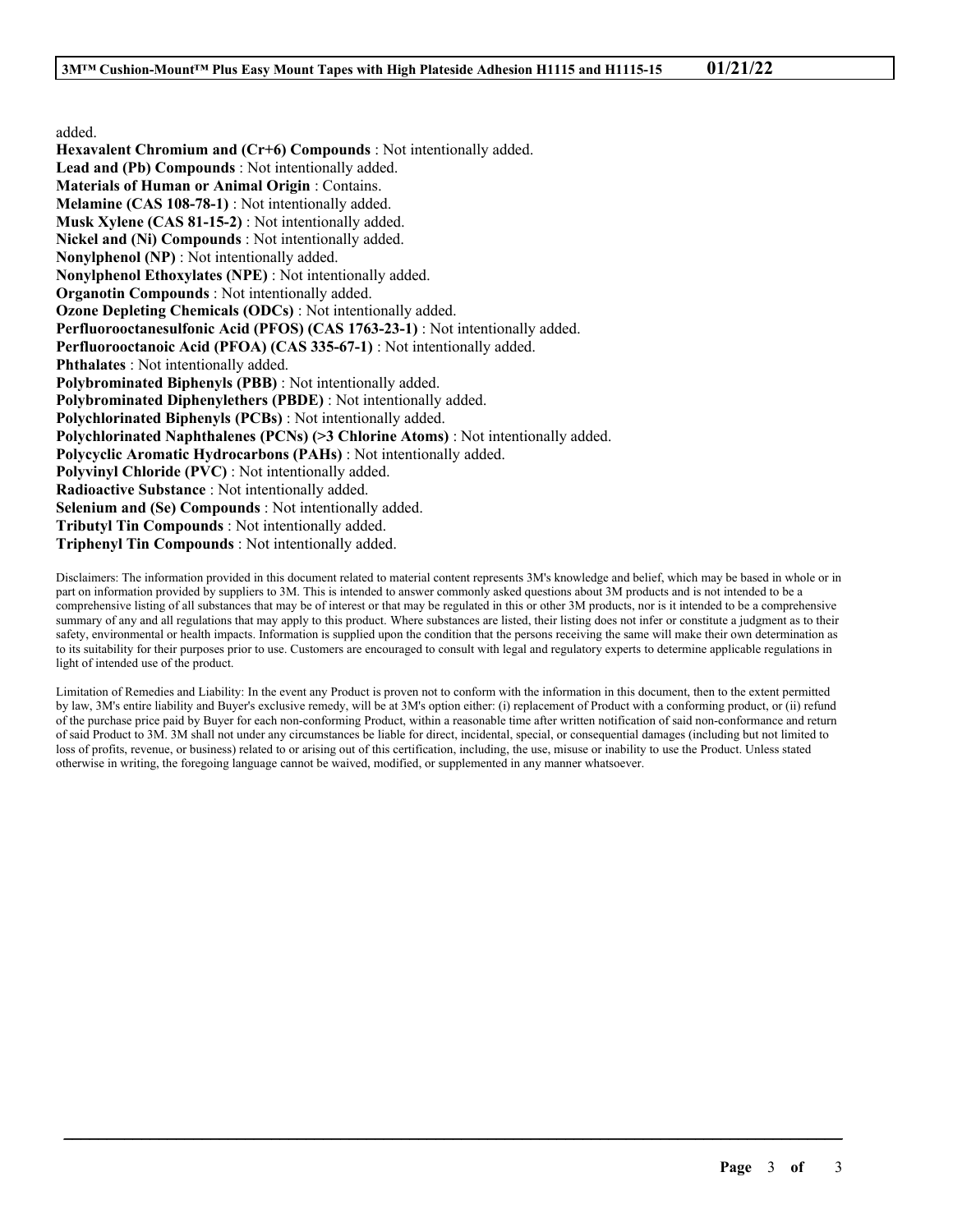added.

**Hexavalent Chromium and (Cr+6) Compounds** : Not intentionally added.
**Lead and (Pb) Compounds** : Not intentionally added.
**Materials of Human or Animal Origin** : Contains.
**Melamine (CAS 108-78-1)** : Not intentionally added.
**Musk Xylene (CAS 81-15-2)** : Not intentionally added.
**Nickel and (Ni) Compounds** : Not intentionally added.
**Nonylphenol (NP)** : Not intentionally added.
**Nonylphenol Ethoxylates (NPE)** : Not intentionally added.
**Organotin Compounds** : Not intentionally added.
**Ozone Depleting Chemicals (ODCs)** : Not intentionally added.
**Perfluorooctanesulfonic Acid (PFOS) (CAS 1763-23-1)** : Not intentionally added.
**Perfluorooctanoic Acid (PFOA) (CAS 335-67-1)** : Not intentionally added.
**Phthalates** : Not intentionally added.
**Polybrominated Biphenyls (PBB)** : Not intentionally added.
**Polybrominated Diphenylethers (PBDE)** : Not intentionally added.
**Polychlorinated Biphenyls (PCBs)** : Not intentionally added.
**Polychlorinated Naphthalenes (PCNs) (>3 Chlorine Atoms)** : Not intentionally added.
**Polycyclic Aromatic Hydrocarbons (PAHs)** : Not intentionally added.
**Polyvinyl Chloride (PVC)** : Not intentionally added.
**Radioactive Substance** : Not intentionally added.
**Selenium and (Se) Compounds** : Not intentionally added.
**Tributyl Tin Compounds** : Not intentionally added.
**Triphenyl Tin Compounds** : Not intentionally added.

Disclaimers: The information provided in this document related to material content represents 3M's knowledge and belief, which may be based in whole or in part on information provided by suppliers to 3M. This is intended to answer commonly asked questions about 3M products and is not intended to be a comprehensive listing of all substances that may be of interest or that may be regulated in this or other 3M products, nor is it intended to be a comprehensive summary of any and all regulations that may apply to this product. Where substances are listed, their listing does not infer or constitute a judgment as to their safety, environmental or health impacts. Information is supplied upon the condition that the persons receiving the same will make their own determination as to its suitability for their purposes prior to use. Customers are encouraged to consult with legal and regulatory experts to determine applicable regulations in light of intended use of the product.

Limitation of Remedies and Liability: In the event any Product is proven not to conform with the information in this document, then to the extent permitted by law, 3M's entire liability and Buyer's exclusive remedy, will be at 3M's option either: (i) replacement of Product with a conforming product, or (ii) refund of the purchase price paid by Buyer for each non-conforming Product, within a reasonable time after written notification of said non-conformance and return of said Product to 3M. 3M shall not under any circumstances be liable for direct, incidental, special, or consequential damages (including but not limited to loss of profits, revenue, or business) related to or arising out of this certification, including, the use, misuse or inability to use the Product. Unless stated otherwise in writing, the foregoing language cannot be waived, modified, or supplemented in any manner whatsoever.